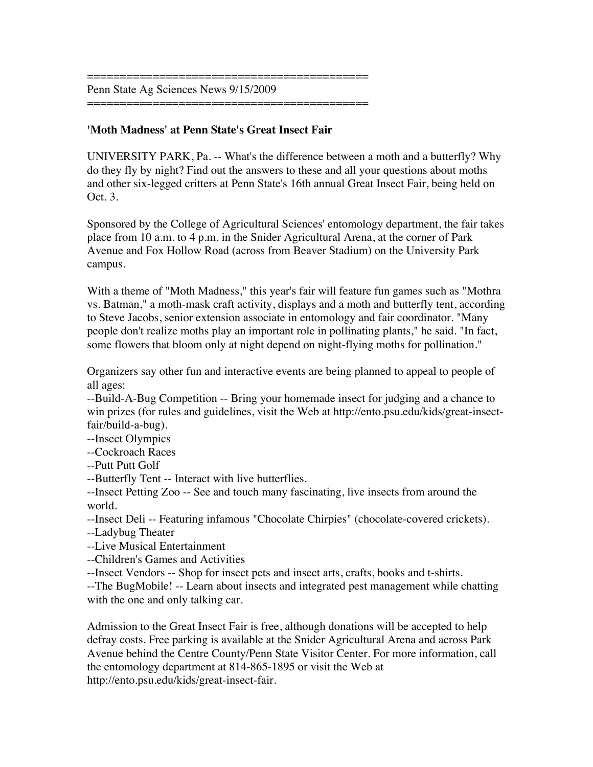===========================================
Penn State Ag Sciences News 9/15/2009
===========================================

**'Moth Madness' at Penn State's Great Insect Fair**

UNIVERSITY PARK, Pa. -- What's the difference between a moth and a butterfly? Why do they fly by night? Find out the answers to these and all your questions about moths and other six-legged critters at Penn State's 16th annual Great Insect Fair, being held on Oct. 3.

Sponsored by the College of Agricultural Sciences' entomology department, the fair takes place from 10 a.m. to 4 p.m. in the Snider Agricultural Arena, at the corner of Park Avenue and Fox Hollow Road (across from Beaver Stadium) on the University Park campus.

With a theme of "Moth Madness," this year's fair will feature fun games such as "Mothra vs. Batman," a moth-mask craft activity, displays and a moth and butterfly tent, according to Steve Jacobs, senior extension associate in entomology and fair coordinator. "Many people don't realize moths play an important role in pollinating plants," he said. "In fact, some flowers that bloom only at night depend on night-flying moths for pollination."

Organizers say other fun and interactive events are being planned to appeal to people of all ages:
--Build-A-Bug Competition -- Bring your homemade insect for judging and a chance to win prizes (for rules and guidelines, visit the Web at http://ento.psu.edu/kids/great-insect-fair/build-a-bug).
--Insect Olympics
--Cockroach Races
--Putt Putt Golf
--Butterfly Tent -- Interact with live butterflies.
--Insect Petting Zoo -- See and touch many fascinating, live insects from around the world.
--Insect Deli -- Featuring infamous "Chocolate Chirpies" (chocolate-covered crickets).
--Ladybug Theater
--Live Musical Entertainment
--Children's Games and Activities
--Insect Vendors -- Shop for insect pets and insect arts, crafts, books and t-shirts.
--The BugMobile! -- Learn about insects and integrated pest management while chatting with the one and only talking car.

Admission to the Great Insect Fair is free, although donations will be accepted to help defray costs. Free parking is available at the Snider Agricultural Arena and across Park Avenue behind the Centre County/Penn State Visitor Center. For more information, call the entomology department at 814-865-1895 or visit the Web at http://ento.psu.edu/kids/great-insect-fair.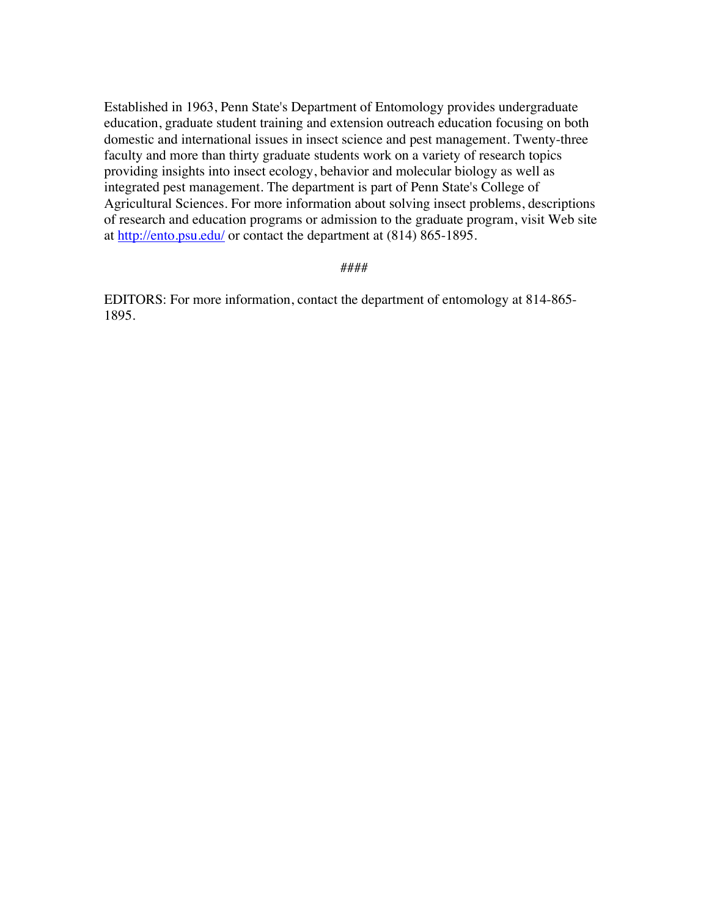Established in 1963, Penn State's Department of Entomology provides undergraduate education, graduate student training and extension outreach education focusing on both domestic and international issues in insect science and pest management. Twenty-three faculty and more than thirty graduate students work on a variety of research topics providing insights into insect ecology, behavior and molecular biology as well as integrated pest management. The department is part of Penn State's College of Agricultural Sciences. For more information about solving insect problems, descriptions of research and education programs or admission to the graduate program, visit Web site at http://ento.psu.edu/ or contact the department at (814) 865-1895.

####

EDITORS: For more information, contact the department of entomology at 814-865-1895.